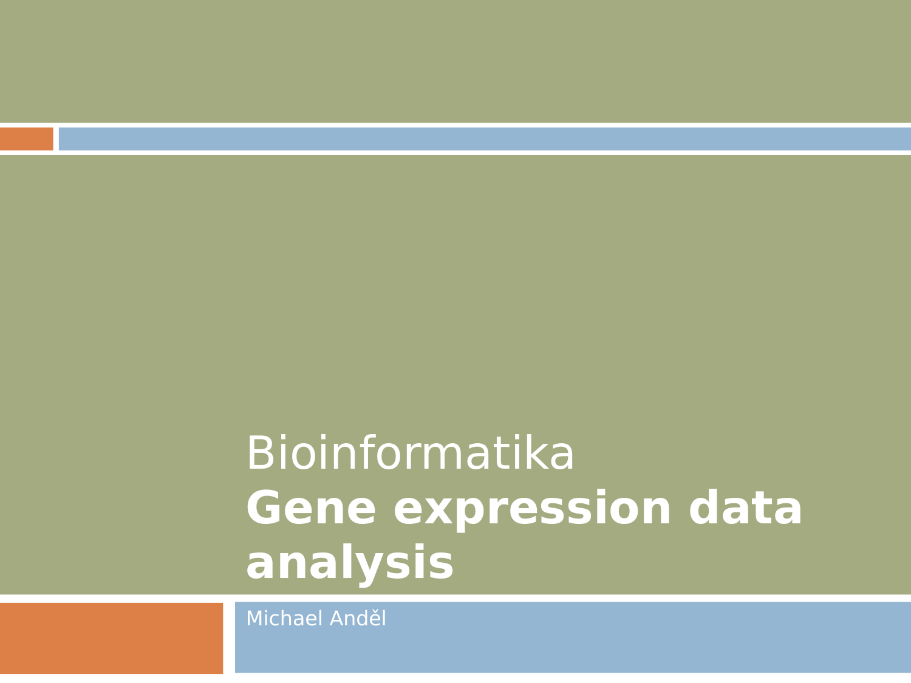# Bioinformatika

# **Gene expression data analysis**

Michael Anděl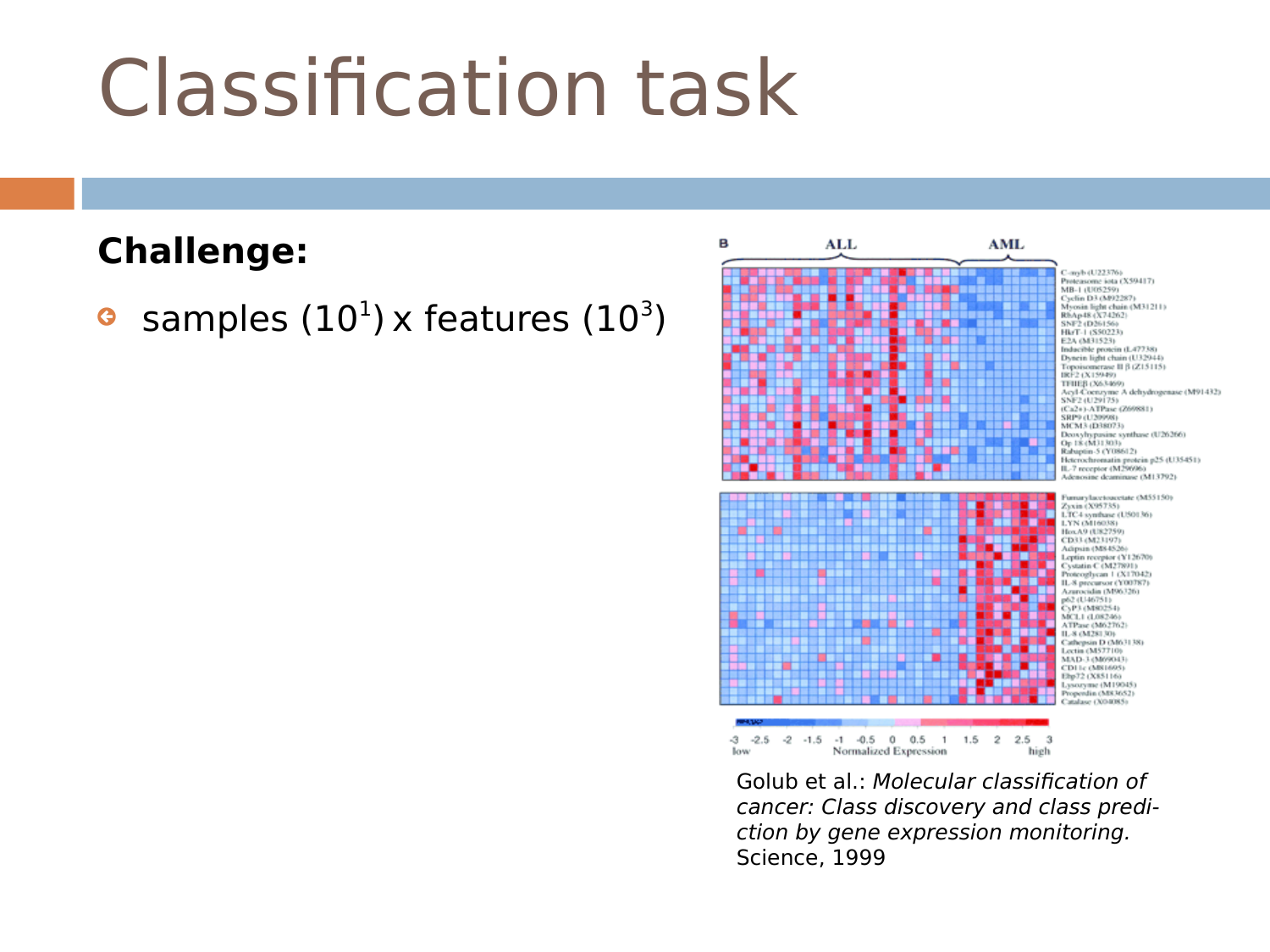# Classification task

**Challenge:**

- samples ($10^1$) x features ($10^3$)

Golub et al.: *Molecular classification of cancer: Class discovery and class prediction by gene expression monitoring.* Science, 1999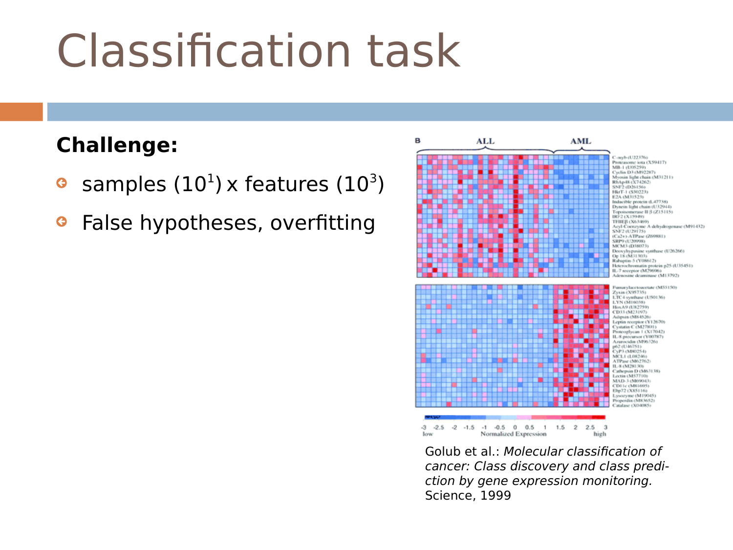# Classification task

**Challenge:**

- samples ($10^1$) x features ($10^3$)
- False hypotheses, overfitting

Golub et al.: *Molecular classification of cancer: Class discovery and class prediction by gene expression monitoring.* Science, 1999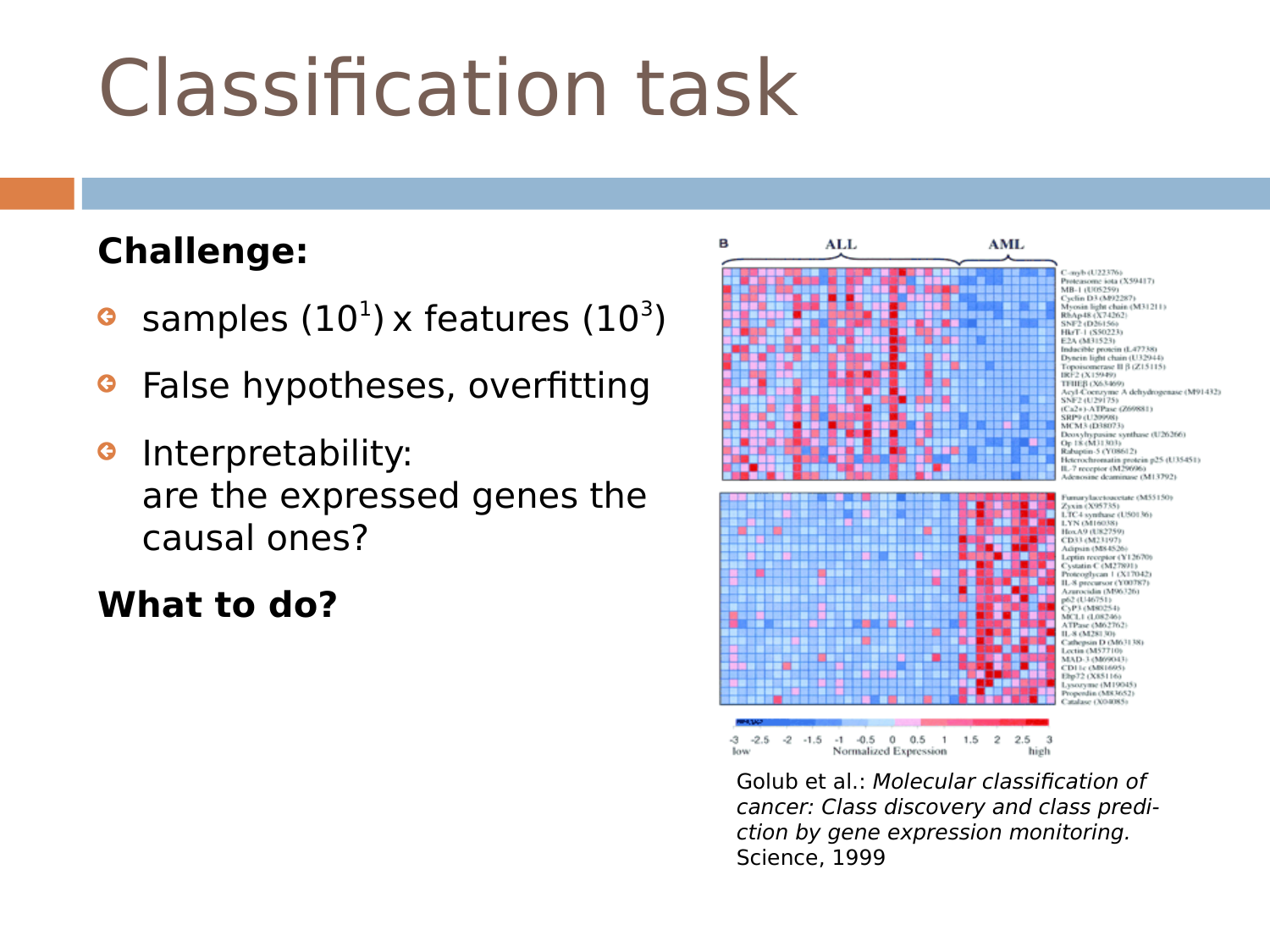# Classification task

**Challenge:**

- samples ($10^1$) x features ($10^3$)
- False hypotheses, overfitting
- Interpretability:
  are the expressed genes the causal ones?

**What to do?**

Golub et al.: *Molecular classification of cancer: Class discovery and class prediction by gene expression monitoring.* Science, 1999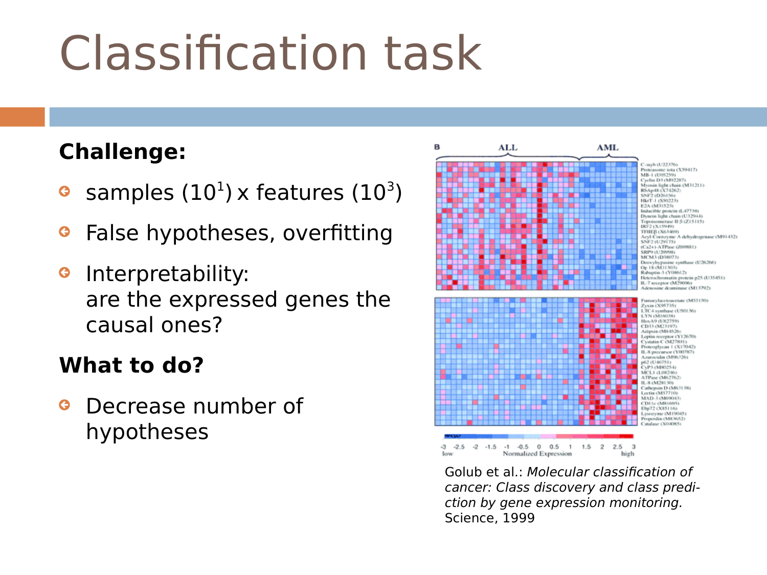# Classification task

**Challenge:**

- samples ($10^1$) x features ($10^3$)
- False hypotheses, overfitting
- Interpretability: are the expressed genes the causal ones?

**What to do?**

- Decrease number of hypotheses

Golub et al.: *Molecular classification of cancer: Class discovery and class prediction by gene expression monitoring.* Science, 1999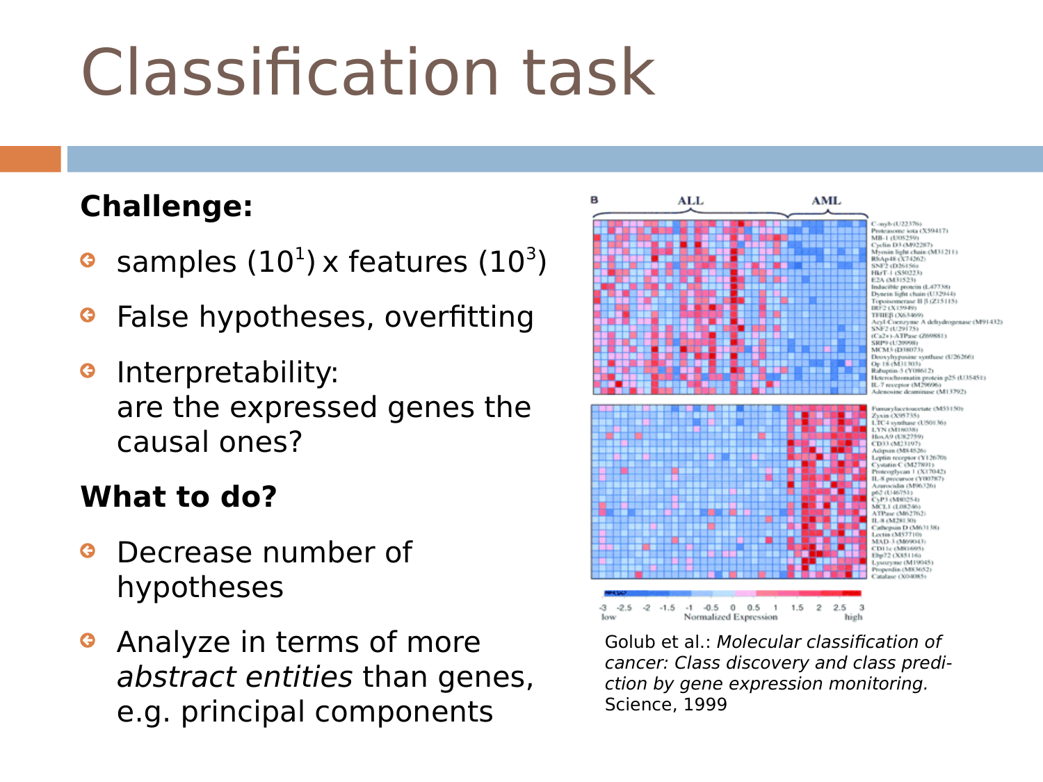# Classification task

**Challenge:**

- samples ($10^1$) x features ($10^3$)
- False hypotheses, overfitting
- Interpretability: are the expressed genes the causal ones?

**What to do?**

- Decrease number of hypotheses
- Analyze in terms of more *abstract entities* than genes, e.g. principal components

Golub et al.: *Molecular classification of cancer: Class discovery and class prediction by gene expression monitoring.* Science, 1999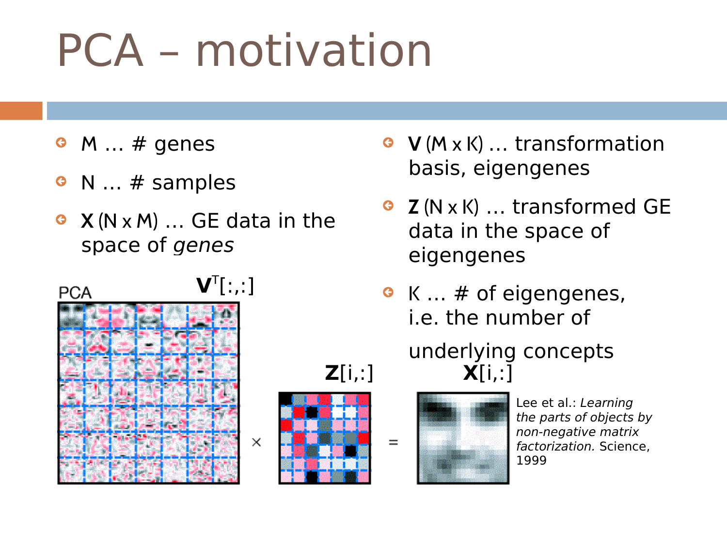# PCA – motivation

- M … # genes
- N … # samples
- **X** (N x M) … GE data in the space of *genes*
- **V** (M x K) … transformation basis, eigengenes
- **Z** (N x K) … transformed GE data in the space of eigengenes
- K … # of eigengenes, i.e. the number of underlying concepts

PCA

$\mathbf{V}^T[:,:]$ × $\mathbf{Z}[i,:]$ = $\mathbf{X}[i,:]$

Lee et al.: *Learning the parts of objects by non-negative matrix factorization.* Science, 1999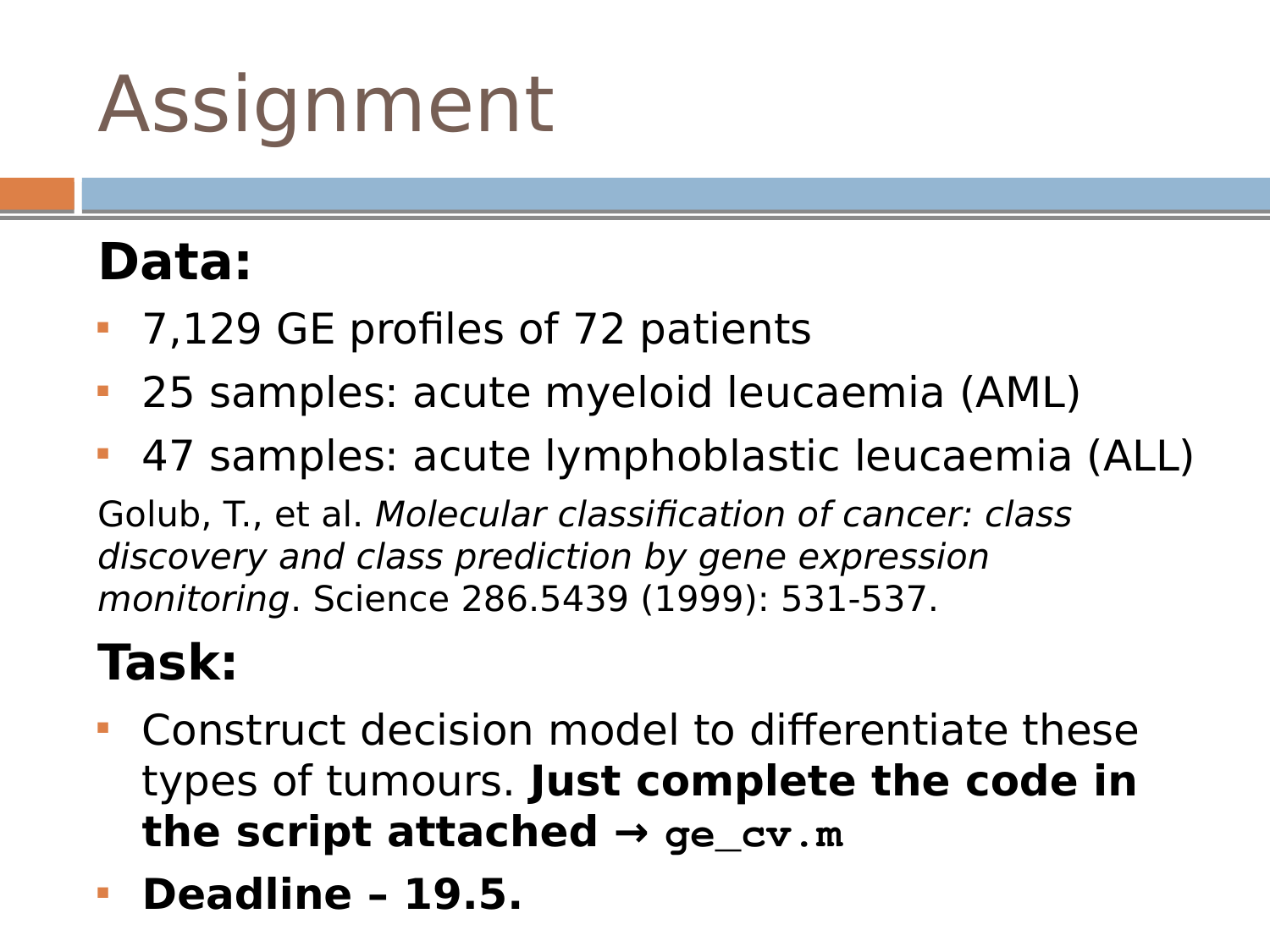# Assignment

## Data:

- 7,129 GE profiles of 72 patients
- 25 samples: acute myeloid leucaemia (AML)
- 47 samples: acute lymphoblastic leucaemia (ALL)

Golub, T., et al. *Molecular classification of cancer: class discovery and class prediction by gene expression monitoring*. Science 286.5439 (1999): 531-537.

## Task:

- Construct decision model to differentiate these types of tumours. **Just complete the code in the script attached → `ge_cv.m`**
- **Deadline – 19.5.**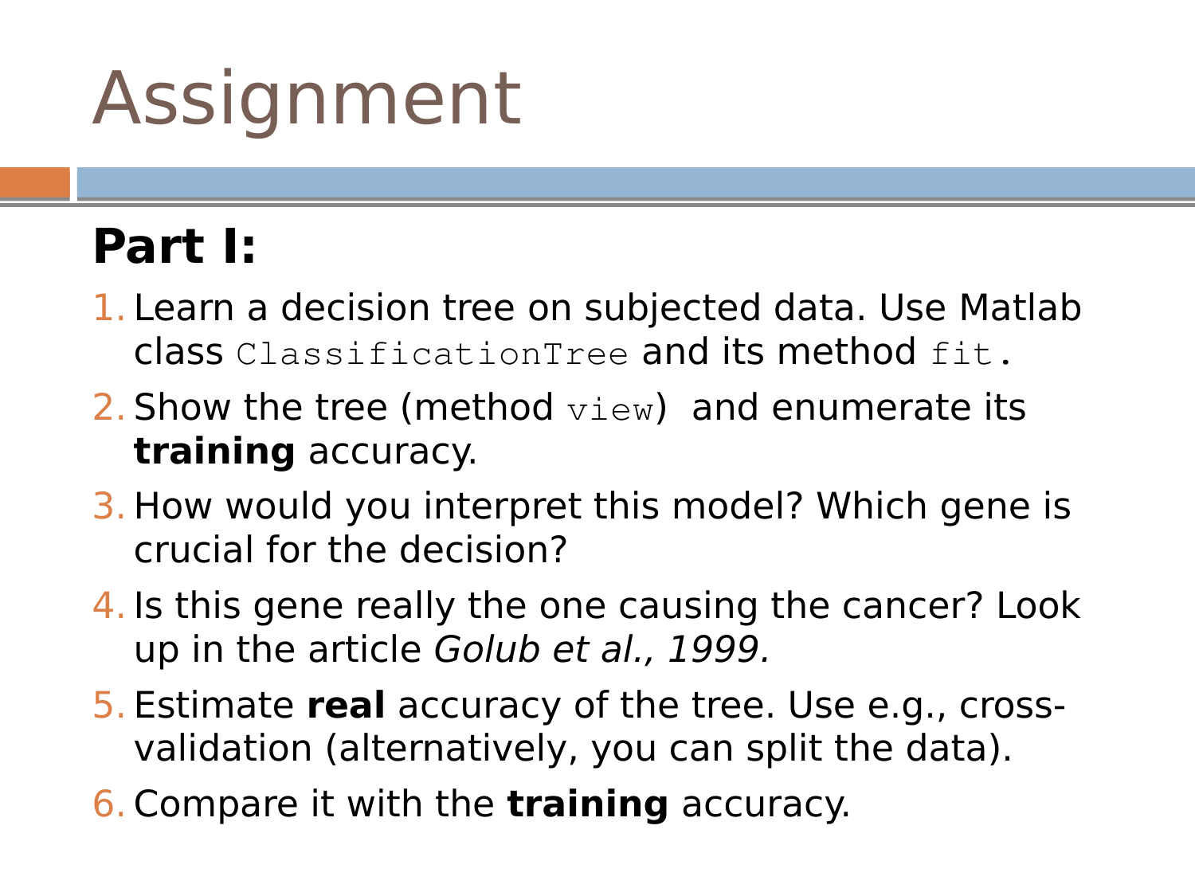# Assignment

## Part I:

1. Learn a decision tree on subjected data. Use Matlab class `ClassificationTree` and its method `fit`.
2. Show the tree (method `view`) and enumerate its **training** accuracy.
3. How would you interpret this model? Which gene is crucial for the decision?
4. Is this gene really the one causing the cancer? Look up in the article *Golub et al., 1999.*
5. Estimate **real** accuracy of the tree. Use e.g., cross-validation (alternatively, you can split the data).
6. Compare it with the **training** accuracy.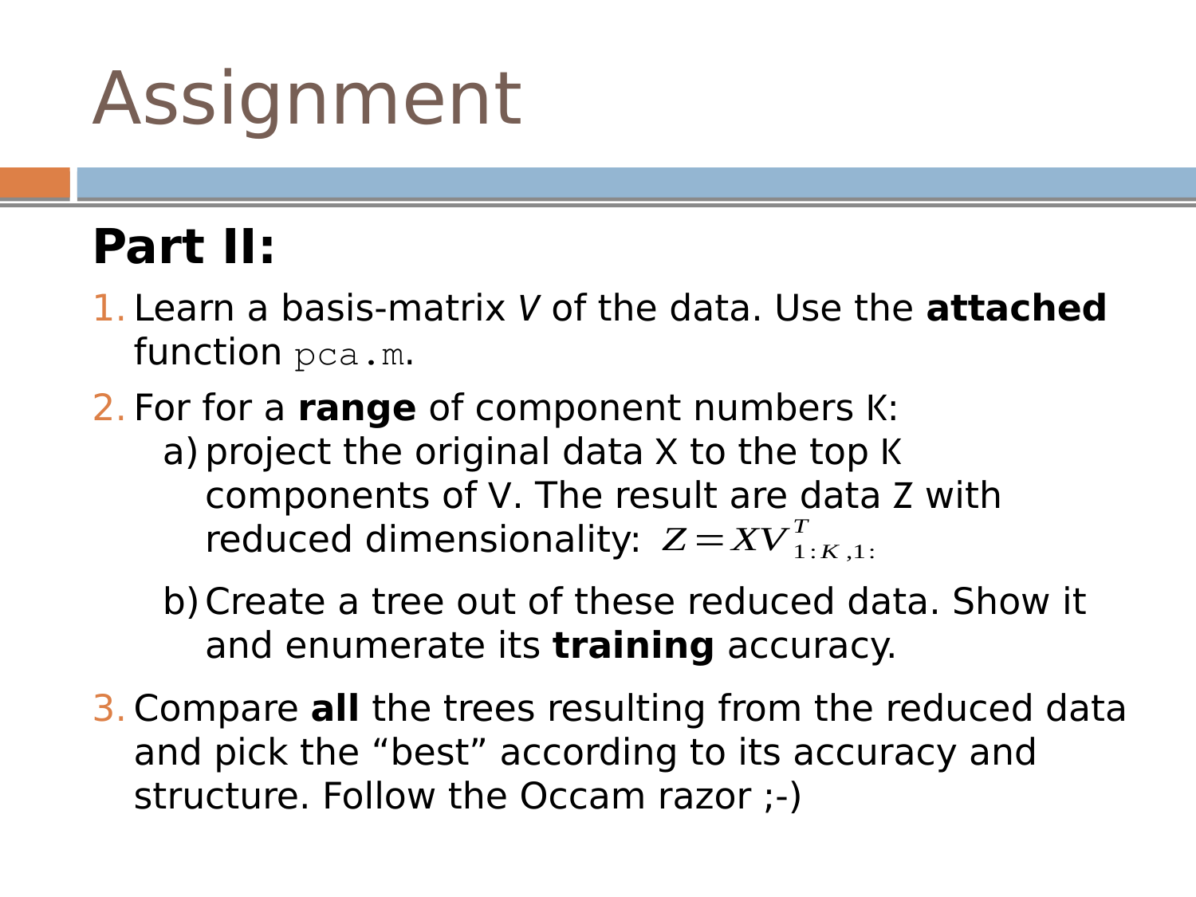# Assignment

## Part II:

1. Learn a basis-matrix *V* of the data. Use the **attached** function `pca.m`.
2. For for a **range** of component numbers K:
   a) project the original data X to the top K components of V. The result are data Z with reduced dimensionality: $Z = XV^T_{1:K,1:}$
   b) Create a tree out of these reduced data. Show it and enumerate its **training** accuracy.
3. Compare **all** the trees resulting from the reduced data and pick the “best” according to its accuracy and structure. Follow the Occam razor ;-)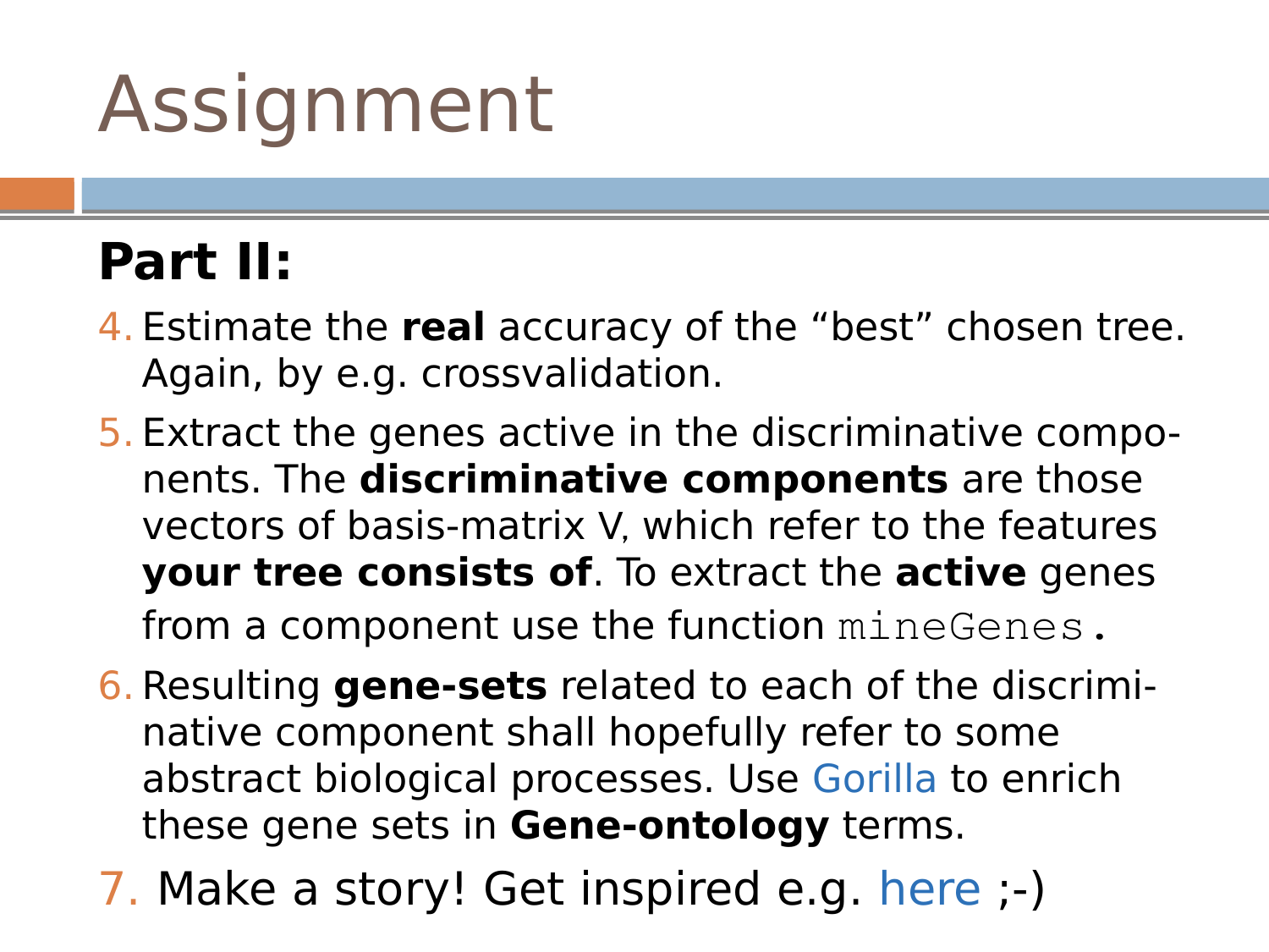# Assignment

## Part II:

4. Estimate the **real** accuracy of the “best” chosen tree. Again, by e.g. crossvalidation.
5. Extract the genes active in the discriminative components. The **discriminative components** are those vectors of basis-matrix V, which refer to the features **your tree consists of**. To extract the **active** genes from a component use the function `mineGenes`.
6. Resulting **gene-sets** related to each of the discriminative component shall hopefully refer to some abstract biological processes. Use Gorilla to enrich these gene sets in **Gene-ontology** terms.
7. Make a story! Get inspired e.g. here ;-)